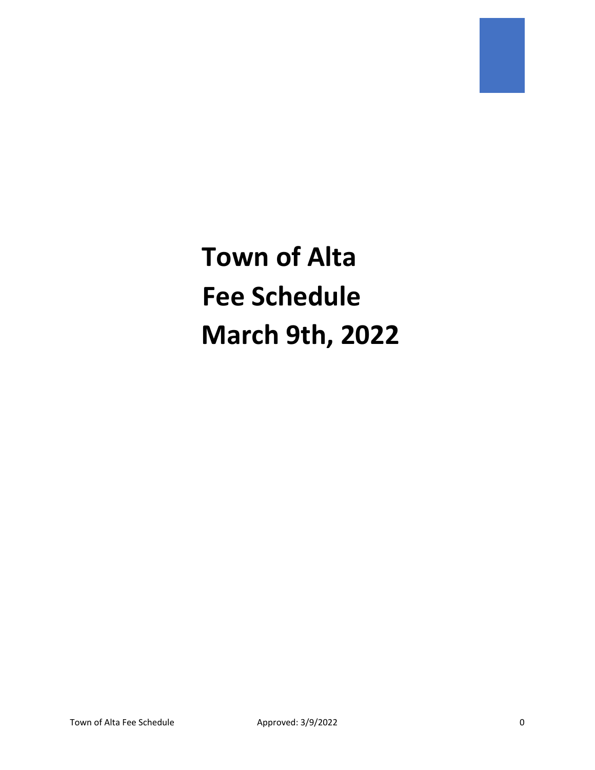# Town of Alta
# Fee Schedule
# March 9th, 2022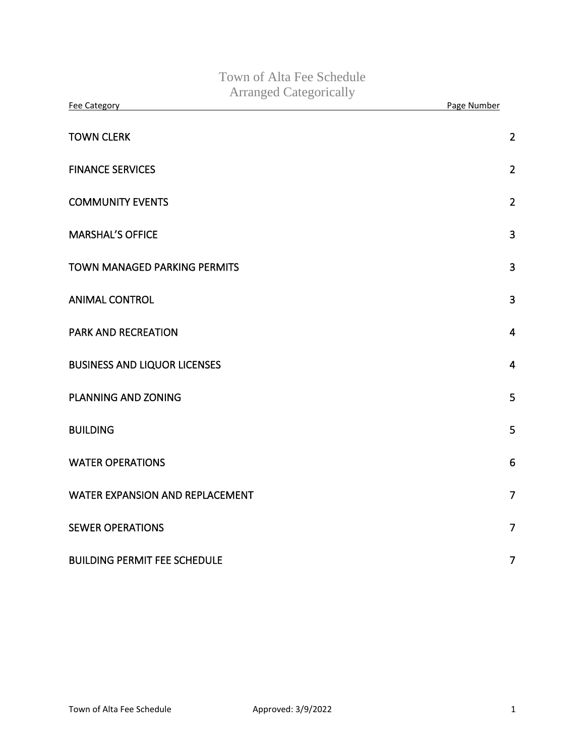# Town of Alta Fee Schedule
## Arranged Categorically

| Fee Category | Page Number |
| --- | --- |
| TOWN CLERK | 2 |
| FINANCE SERVICES | 2 |
| COMMUNITY EVENTS | 2 |
| MARSHAL'S OFFICE | 3 |
| TOWN MANAGED PARKING PERMITS | 3 |
| ANIMAL CONTROL | 3 |
| PARK AND RECREATION | 4 |
| BUSINESS AND LIQUOR LICENSES | 4 |
| PLANNING AND ZONING | 5 |
| BUILDING | 5 |
| WATER OPERATIONS | 6 |
| WATER EXPANSION AND REPLACEMENT | 7 |
| SEWER OPERATIONS | 7 |
| BUILDING PERMIT FEE SCHEDULE | 7 |

Approved: 3/9/2022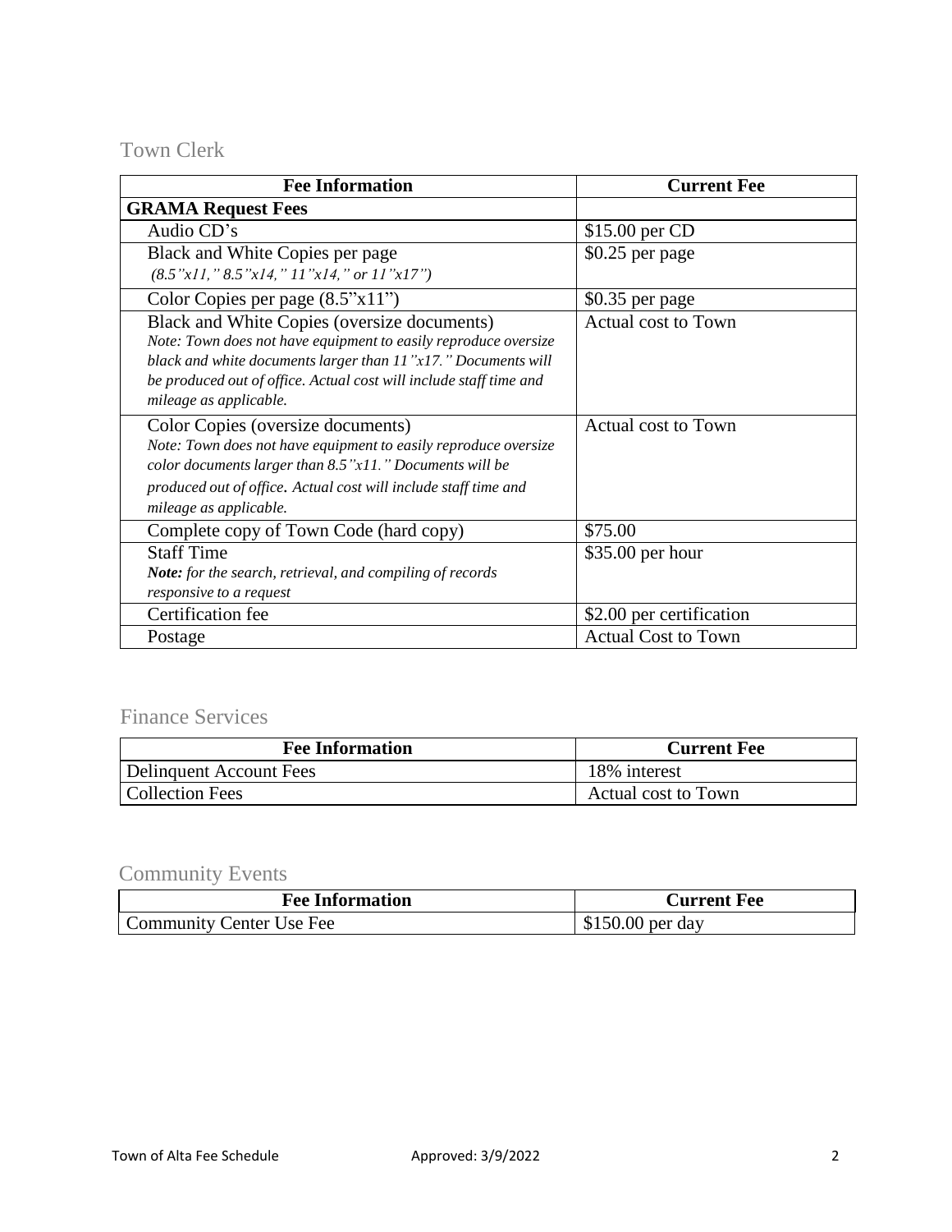## Town Clerk

| Fee Information | Current Fee |
|---|---|
| **GRAMA Request Fees** | |
| Audio CD's | $15.00 per CD |
| Black and White Copies per page<br>*(8.5"x11," 8.5"x14," 11"x14," or 11"x17")* | $0.25 per page |
| Color Copies per page (8.5"x11") | $0.35 per page |
| Black and White Copies (oversize documents)<br>*Note: Town does not have equipment to easily reproduce oversize black and white documents larger than 11"x17." Documents will be produced out of office. Actual cost will include staff time and mileage as applicable.* | Actual cost to Town |
| Color Copies (oversize documents)<br>*Note: Town does not have equipment to easily reproduce oversize color documents larger than 8.5"x11." Documents will be produced out of office. Actual cost will include staff time and mileage as applicable.* | Actual cost to Town |
| Complete copy of Town Code (hard copy) | $75.00 |
| Staff Time<br>***Note:** for the search, retrieval, and compiling of records responsive to a request* | $35.00 per hour |
| Certification fee | $2.00 per certification |
| Postage | Actual Cost to Town |

## Finance Services

| Fee Information | Current Fee |
|---|---|
| Delinquent Account Fees | 18% interest |
| Collection Fees | Actual cost to Town |

## Community Events

| Fee Information | Current Fee |
|---|---|
| Community Center Use Fee | $150.00 per day |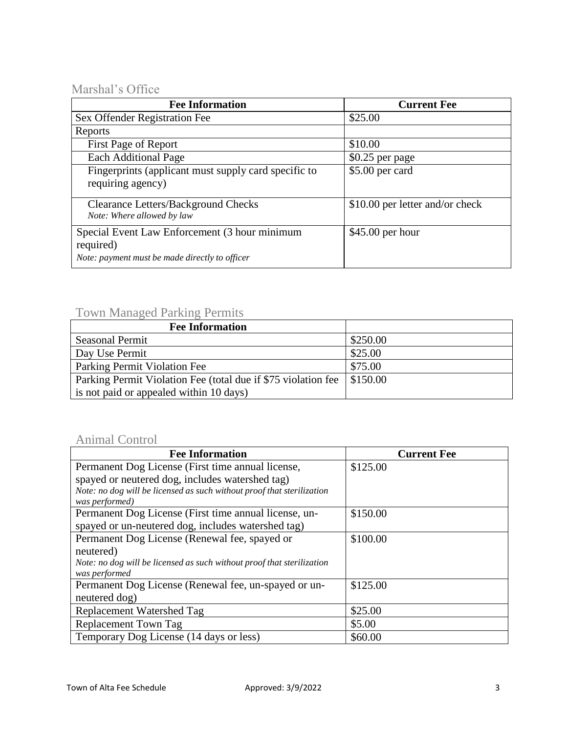## Marshal's Office

| Fee Information | Current Fee |
|---|---|
| Sex Offender Registration Fee | $25.00 |
| Reports | |
| First Page of Report | $10.00 |
| Each Additional Page | $0.25 per page |
| Fingerprints (applicant must supply card specific to requiring agency) | $5.00 per card |
| Clearance Letters/Background Checks *Note: Where allowed by law* | $10.00 per letter and/or check |
| Special Event Law Enforcement (3 hour minimum required) *Note: payment must be made directly to officer* | $45.00 per hour |

## Town Managed Parking Permits

| Fee Information | |
|---|---|
| Seasonal Permit | $250.00 |
| Day Use Permit | $25.00 |
| Parking Permit Violation Fee | $75.00 |
| Parking Permit Violation Fee (total due if $75 violation fee is not paid or appealed within 10 days) | $150.00 |

## Animal Control

| Fee Information | Current Fee |
|---|---|
| Permanent Dog License (First time annual license, spayed or neutered dog, includes watershed tag) *Note: no dog will be licensed as such without proof that sterilization was performed)* | $125.00 |
| Permanent Dog License (First time annual license, un-spayed or un-neutered dog, includes watershed tag) | $150.00 |
| Permanent Dog License (Renewal fee, spayed or neutered) *Note: no dog will be licensed as such without proof that sterilization was performed* | $100.00 |
| Permanent Dog License (Renewal fee, un-spayed or un-neutered dog) | $125.00 |
| Replacement Watershed Tag | $25.00 |
| Replacement Town Tag | $5.00 |
| Temporary Dog License (14 days or less) | $60.00 |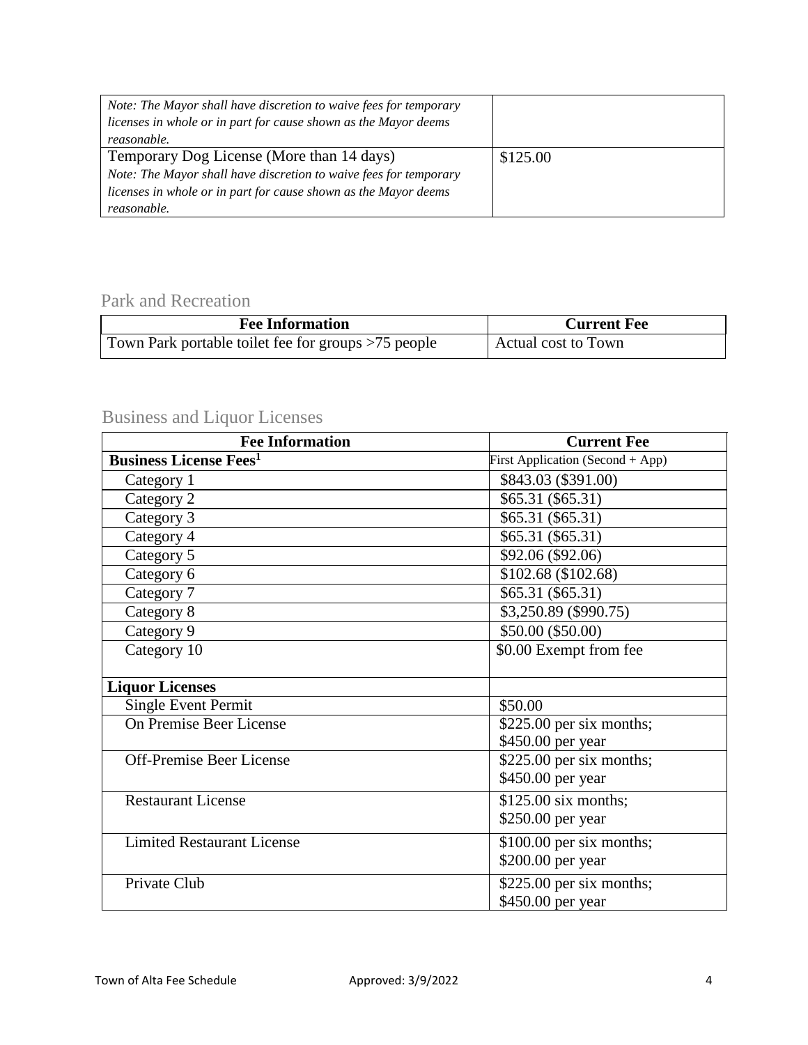| | |
|---|---|
| *Note: The Mayor shall have discretion to waive fees for temporary licenses in whole or in part for cause shown as the Mayor deems reasonable.* | |
| Temporary Dog License (More than 14 days) *Note: The Mayor shall have discretion to waive fees for temporary licenses in whole or in part for cause shown as the Mayor deems reasonable.* | $125.00 |

## Park and Recreation

| Fee Information | Current Fee |
|---|---|
| Town Park portable toilet fee for groups >75 people | Actual cost to Town |

## Business and Liquor Licenses

| Fee Information | Current Fee |
|---|---|
| **Business License Fees[1]** | First Application (Second + App) |
| Category 1 | $843.03 ($391.00) |
| Category 2 | $65.31 ($65.31) |
| Category 3 | $65.31 ($65.31) |
| Category 4 | $65.31 ($65.31) |
| Category 5 | $92.06 ($92.06) |
| Category 6 | $102.68 ($102.68) |
| Category 7 | $65.31 ($65.31) |
| Category 8 | $3,250.89 ($990.75) |
| Category 9 | $50.00 ($50.00) |
| Category 10 | $0.00 Exempt from fee |
| **Liquor Licenses** | |
| Single Event Permit | $50.00 |
| On Premise Beer License | $225.00 per six months; $450.00 per year |
| Off-Premise Beer License | $225.00 per six months; $450.00 per year |
| Restaurant License | $125.00 six months; $250.00 per year |
| Limited Restaurant License | $100.00 per six months; $200.00 per year |
| Private Club | $225.00 per six months; $450.00 per year |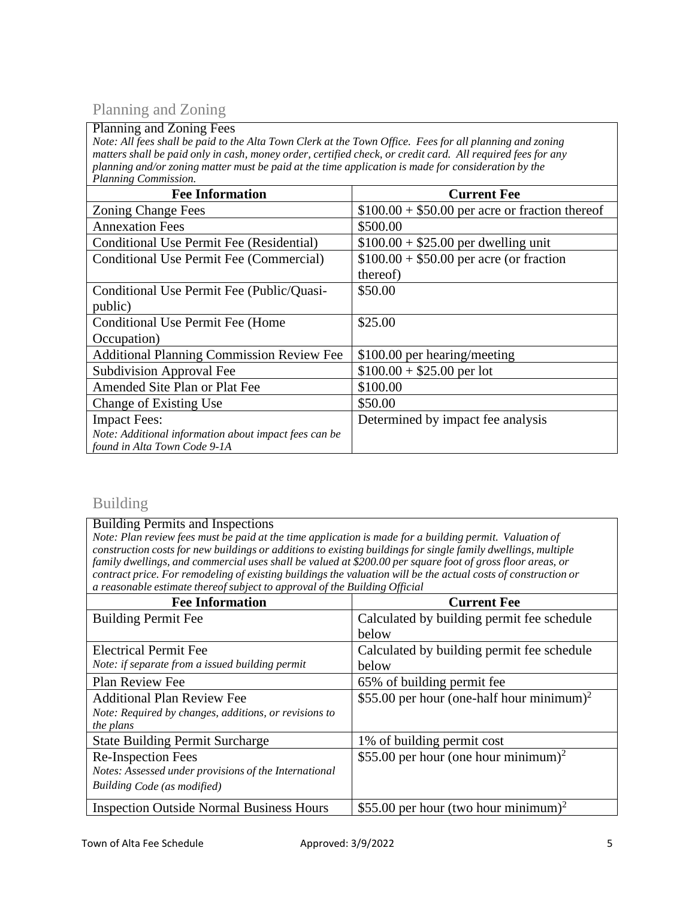## Planning and Zoning

Planning and Zoning Fees

*Note: All fees shall be paid to the Alta Town Clerk at the Town Office. Fees for all planning and zoning matters shall be paid only in cash, money order, certified check, or credit card. All required fees for any planning and/or zoning matter must be paid at the time application is made for consideration by the Planning Commission.*

| Fee Information | Current Fee |
|---|---|
| Zoning Change Fees | $100.00 + $50.00 per acre or fraction thereof |
| Annexation Fees | $500.00 |
| Conditional Use Permit Fee (Residential) | $100.00 + $25.00 per dwelling unit |
| Conditional Use Permit Fee (Commercial) | $100.00 + $50.00 per acre (or fraction thereof) |
| Conditional Use Permit Fee (Public/Quasi-public) | $50.00 |
| Conditional Use Permit Fee (Home Occupation) | $25.00 |
| Additional Planning Commission Review Fee | $100.00 per hearing/meeting |
| Subdivision Approval Fee | $100.00 + $25.00 per lot |
| Amended Site Plan or Plat Fee | $100.00 |
| Change of Existing Use | $50.00 |
| Impact Fees: *Note: Additional information about impact fees can be found in Alta Town Code 9-1A* | Determined by impact fee analysis |

## Building

Building Permits and Inspections

*Note: Plan review fees must be paid at the time application is made for a building permit. Valuation of construction costs for new buildings or additions to existing buildings for single family dwellings, multiple family dwellings, and commercial uses shall be valued at $200.00 per square foot of gross floor areas, or contract price. For remodeling of existing buildings the valuation will be the actual costs of construction or a reasonable estimate thereof subject to approval of the Building Official*

| Fee Information | Current Fee |
|---|---|
| Building Permit Fee | Calculated by building permit fee schedule below |
| Electrical Permit Fee *Note: if separate from a issued building permit* | Calculated by building permit fee schedule below |
| Plan Review Fee | 65% of building permit fee |
| Additional Plan Review Fee *Note: Required by changes, additions, or revisions to the plans* | $55.00 per hour (one-half hour minimum)[2] |
| State Building Permit Surcharge | 1% of building permit cost |
| Re-Inspection Fees *Notes: Assessed under provisions of the International Building Code (as modified)* | $55.00 per hour (one hour minimum)[2] |
| Inspection Outside Normal Business Hours | $55.00 per hour (two hour minimum)[2] |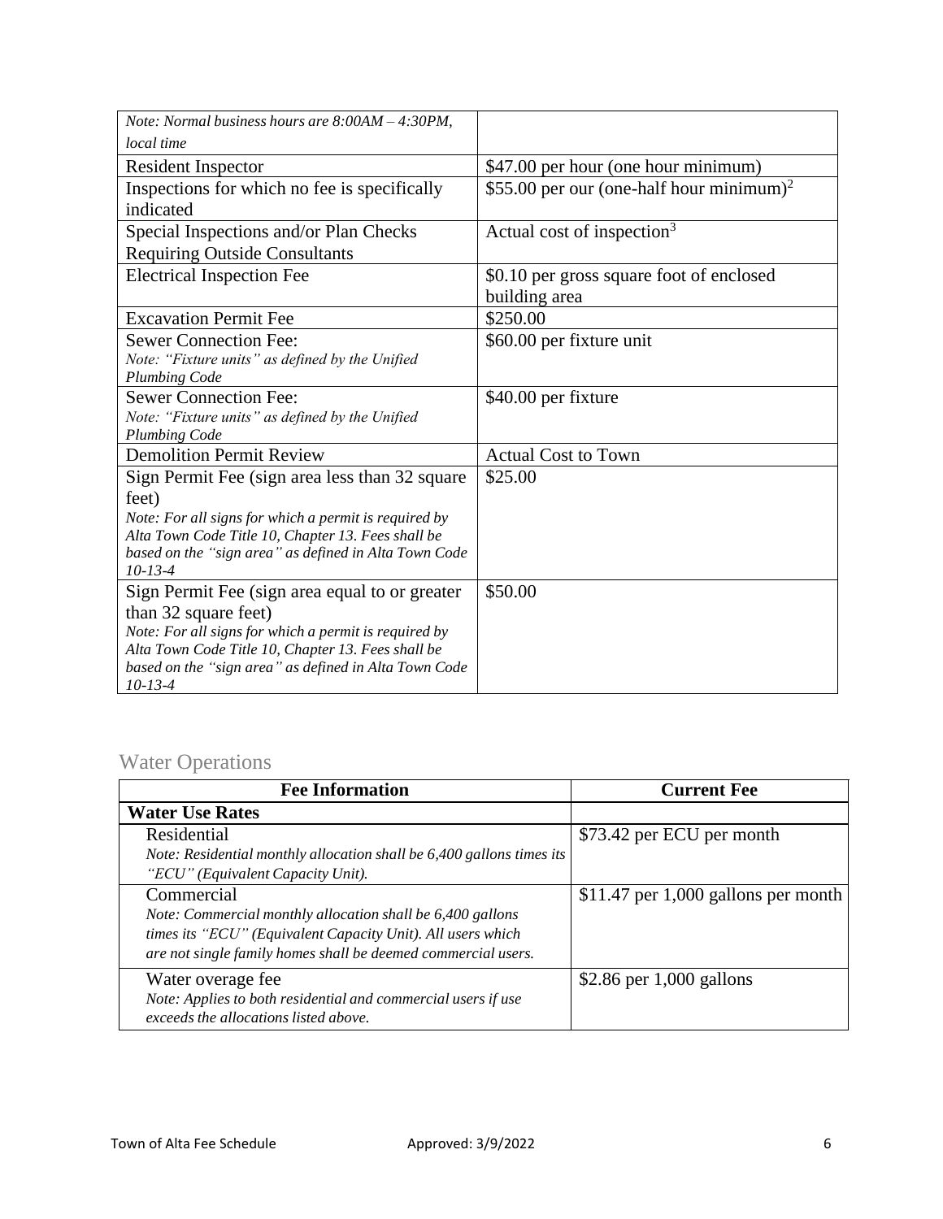| | |
|---|---|
| *Note: Normal business hours are 8:00AM – 4:30PM, local time* | |
| Resident Inspector | \$47.00 per hour (one hour minimum) |
| Inspections for which no fee is specifically indicated | \$55.00 per our (one-half hour minimum)[2] |
| Special Inspections and/or Plan Checks Requiring Outside Consultants | Actual cost of inspection[3] |
| Electrical Inspection Fee | \$0.10 per gross square foot of enclosed building area |
| Excavation Permit Fee | \$250.00 |
| Sewer Connection Fee: *Note: "Fixture units" as defined by the Unified Plumbing Code* | \$60.00 per fixture unit |
| Sewer Connection Fee: *Note: "Fixture units" as defined by the Unified Plumbing Code* | \$40.00 per fixture |
| Demolition Permit Review | Actual Cost to Town |
| Sign Permit Fee (sign area less than 32 square feet) *Note: For all signs for which a permit is required by Alta Town Code Title 10, Chapter 13. Fees shall be based on the "sign area" as defined in Alta Town Code 10-13-4* | \$25.00 |
| Sign Permit Fee (sign area equal to or greater than 32 square feet) *Note: For all signs for which a permit is required by Alta Town Code Title 10, Chapter 13. Fees shall be based on the "sign area" as defined in Alta Town Code 10-13-4* | \$50.00 |

## Water Operations

| Fee Information | Current Fee |
|---|---|
| **Water Use Rates** | |
| Residential *Note: Residential monthly allocation shall be 6,400 gallons times its "ECU" (Equivalent Capacity Unit).* | \$73.42 per ECU per month |
| Commercial *Note: Commercial monthly allocation shall be 6,400 gallons times its "ECU" (Equivalent Capacity Unit). All users which are not single family homes shall be deemed commercial users.* | \$11.47 per 1,000 gallons per month |
| Water overage fee *Note: Applies to both residential and commercial users if use exceeds the allocations listed above.* | \$2.86 per 1,000 gallons |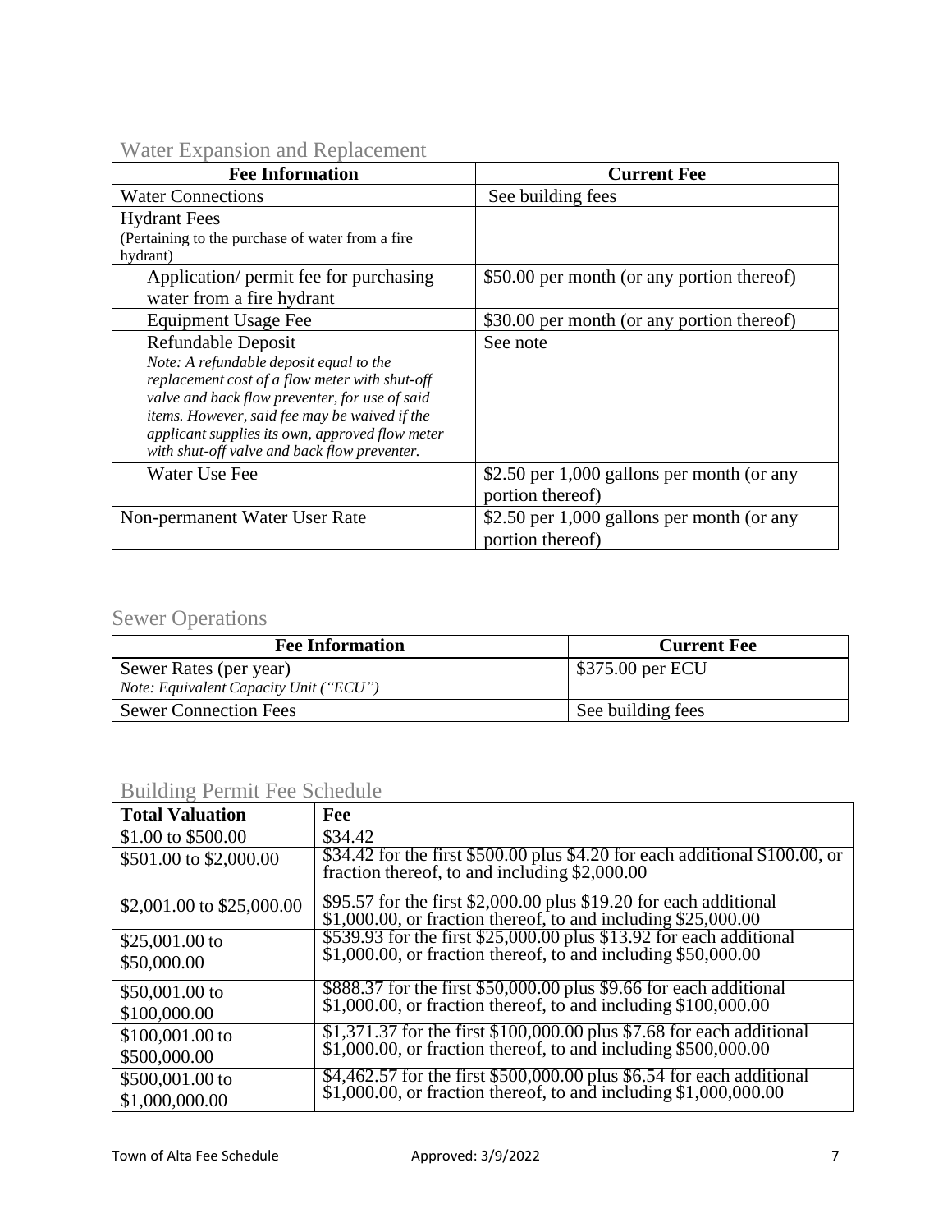## Water Expansion and Replacement

| Fee Information | Current Fee |
|---|---|
| Water Connections | See building fees |
| Hydrant Fees<br>(Pertaining to the purchase of water from a fire hydrant) | |
| Application/ permit fee for purchasing water from a fire hydrant | \$50.00 per month (or any portion thereof) |
| Equipment Usage Fee | \$30.00 per month (or any portion thereof) |
| Refundable Deposit<br>*Note: A refundable deposit equal to the replacement cost of a flow meter with shut-off valve and back flow preventer, for use of said items. However, said fee may be waived if the applicant supplies its own, approved flow meter with shut-off valve and back flow preventer.* | See note |
| Water Use Fee | \$2.50 per 1,000 gallons per month (or any portion thereof) |
| Non-permanent Water User Rate | \$2.50 per 1,000 gallons per month (or any portion thereof) |

## Sewer Operations

| Fee Information | Current Fee |
|---|---|
| Sewer Rates (per year)<br>*Note: Equivalent Capacity Unit ("ECU")* | \$375.00 per ECU |
| Sewer Connection Fees | See building fees |

## Building Permit Fee Schedule

| Total Valuation | Fee |
|---|---|
| \$1.00 to \$500.00 | \$34.42 |
| \$501.00 to \$2,000.00 | \$34.42 for the first \$500.00 plus \$4.20 for each additional \$100.00, or fraction thereof, to and including \$2,000.00 |
| \$2,001.00 to \$25,000.00 | \$95.57 for the first \$2,000.00 plus \$19.20 for each additional \$1,000.00, or fraction thereof, to and including \$25,000.00 |
| \$25,001.00 to \$50,000.00 | \$539.93 for the first \$25,000.00 plus \$13.92 for each additional \$1,000.00, or fraction thereof, to and including \$50,000.00 |
| \$50,001.00 to \$100,000.00 | \$888.37 for the first \$50,000.00 plus \$9.66 for each additional \$1,000.00, or fraction thereof, to and including \$100,000.00 |
| \$100,001.00 to \$500,000.00 | \$1,371.37 for the first \$100,000.00 plus \$7.68 for each additional \$1,000.00, or fraction thereof, to and including \$500,000.00 |
| \$500,001.00 to \$1,000,000.00 | \$4,462.57 for the first \$500,000.00 plus \$6.54 for each additional \$1,000.00, or fraction thereof, to and including \$1,000,000.00 |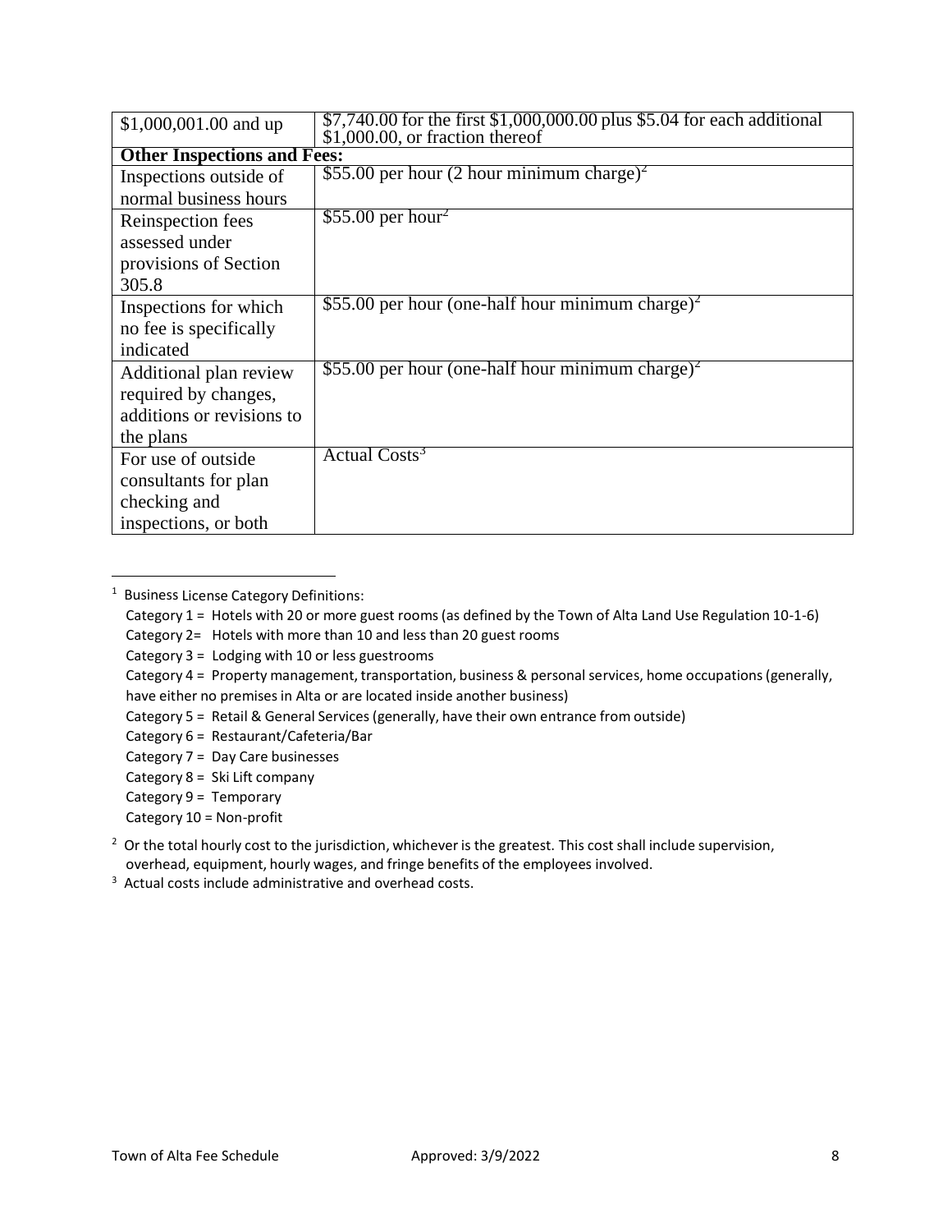| | |
|---|---|
| $1,000,001.00 and up | $7,740.00 for the first $1,000,000.00 plus $5.04 for each additional $1,000.00, or fraction thereof |
| **Other Inspections and Fees:** | |
| Inspections outside of normal business hours | $55.00 per hour (2 hour minimum charge)[2] |
| Reinspection fees assessed under provisions of Section 305.8 | $55.00 per hour[2] |
| Inspections for which no fee is specifically indicated | $55.00 per hour (one-half hour minimum charge)[2] |
| Additional plan review required by changes, additions or revisions to the plans | $55.00 per hour (one-half hour minimum charge)[2] |
| For use of outside consultants for plan checking and inspections, or both | Actual Costs[3] |

---

[1] Business License Category Definitions:

Category 1 = Hotels with 20 or more guest rooms (as defined by the Town of Alta Land Use Regulation 10-1-6)
Category 2= Hotels with more than 10 and less than 20 guest rooms
Category 3 = Lodging with 10 or less guestrooms
Category 4 = Property management, transportation, business & personal services, home occupations (generally, have either no premises in Alta or are located inside another business)
Category 5 = Retail & General Services (generally, have their own entrance from outside)
Category 6 = Restaurant/Cafeteria/Bar
Category 7 = Day Care businesses
Category 8 = Ski Lift company
Category 9 = Temporary
Category 10 = Non-profit

[2] Or the total hourly cost to the jurisdiction, whichever is the greatest. This cost shall include supervision, overhead, equipment, hourly wages, and fringe benefits of the employees involved.

[3] Actual costs include administrative and overhead costs.